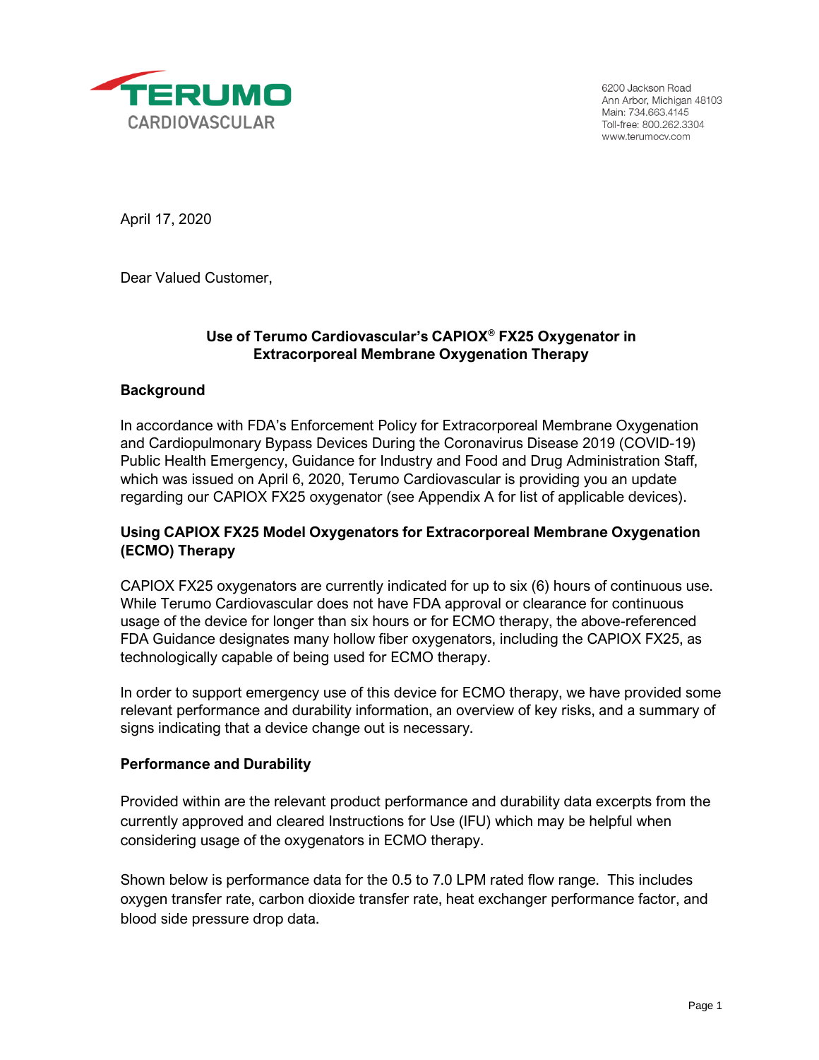TERUMO CARDIOVASCULAR

6200 Jackson Road
Ann Arbor, Michigan 48103
Main: 734.663.4145
Toll-free: 800.262.3304
www.terumocv.com

April 17, 2020

Dear Valued Customer,

**Use of Terumo Cardiovascular's CAPIOX® FX25 Oxygenator in Extracorporeal Membrane Oxygenation Therapy**

**Background**

In accordance with FDA's Enforcement Policy for Extracorporeal Membrane Oxygenation and Cardiopulmonary Bypass Devices During the Coronavirus Disease 2019 (COVID-19) Public Health Emergency, Guidance for Industry and Food and Drug Administration Staff, which was issued on April 6, 2020, Terumo Cardiovascular is providing you an update regarding our CAPIOX FX25 oxygenator (see Appendix A for list of applicable devices).

**Using CAPIOX FX25 Model Oxygenators for Extracorporeal Membrane Oxygenation (ECMO) Therapy**

CAPIOX FX25 oxygenators are currently indicated for up to six (6) hours of continuous use. While Terumo Cardiovascular does not have FDA approval or clearance for continuous usage of the device for longer than six hours or for ECMO therapy, the above-referenced FDA Guidance designates many hollow fiber oxygenators, including the CAPIOX FX25, as technologically capable of being used for ECMO therapy.

In order to support emergency use of this device for ECMO therapy, we have provided some relevant performance and durability information, an overview of key risks, and a summary of signs indicating that a device change out is necessary.

**Performance and Durability**

Provided within are the relevant product performance and durability data excerpts from the currently approved and cleared Instructions for Use (IFU) which may be helpful when considering usage of the oxygenators in ECMO therapy.

Shown below is performance data for the 0.5 to 7.0 LPM rated flow range. This includes oxygen transfer rate, carbon dioxide transfer rate, heat exchanger performance factor, and blood side pressure drop data.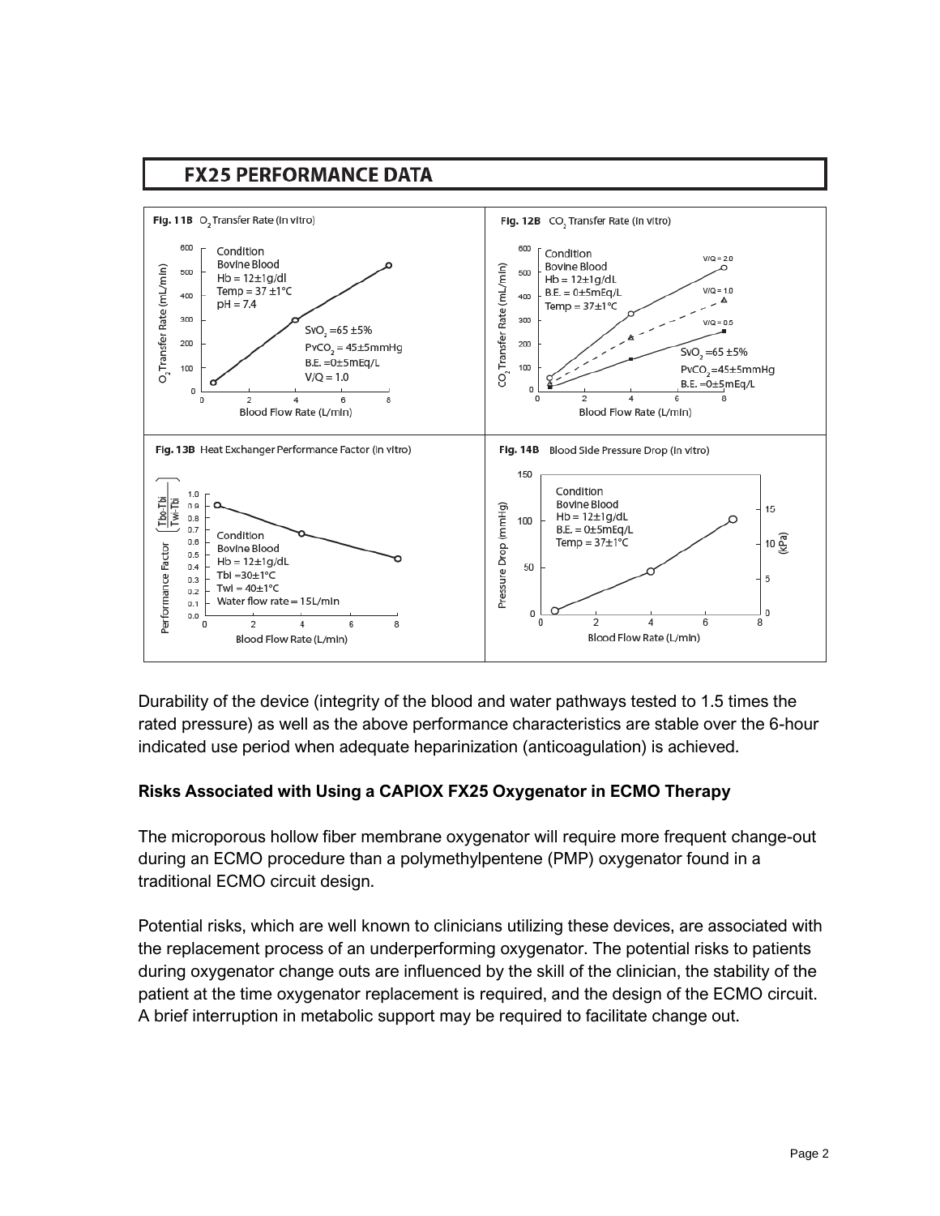## FX25 PERFORMANCE DATA

**Fig. 11B** $O_2$ Transfer Rate (in vitro)

Condition
Bovine Blood
Hb = 12±1g/dl
Temp = 37 ±1°C
pH = 7.4

$SvO_2$ =65 ±5%
$PvCO_2$ = 45±5mmHg
B.E. =0±5mEq/L
V/Q = 1.0

**Fig. 12B** $CO_2$ Transfer Rate (in vitro)

Condition
Bovine Blood
Hb = 12±1g/dL
B.E. = 0±5mEq/L
Temp = 37±1°C

$SvO_2$ =65 ±5%
$PvCO_2$ =45±5mmHg
B.E. =0±5mEq/L

**Fig. 13B** Heat Exchanger Performance Factor (in vitro)

Condition
Bovine Blood
Hb = 12±1g/dL
Tbi =30±1°C
Twi = 40±1°C
Water flow rate = 15L/min

**Fig. 14B** Blood Side Pressure Drop (in vitro)

Condition
Bovine Blood
Hb = 12±1g/dL
B.E. = 0±5mEq/L
Temp = 37±1°C

Durability of the device (integrity of the blood and water pathways tested to 1.5 times the rated pressure) as well as the above performance characteristics are stable over the 6-hour indicated use period when adequate heparinization (anticoagulation) is achieved.

**Risks Associated with Using a CAPIOX FX25 Oxygenator in ECMO Therapy**

The microporous hollow fiber membrane oxygenator will require more frequent change-out during an ECMO procedure than a polymethylpentene (PMP) oxygenator found in a traditional ECMO circuit design.

Potential risks, which are well known to clinicians utilizing these devices, are associated with the replacement process of an underperforming oxygenator. The potential risks to patients during oxygenator change outs are influenced by the skill of the clinician, the stability of the patient at the time oxygenator replacement is required, and the design of the ECMO circuit. A brief interruption in metabolic support may be required to facilitate change out.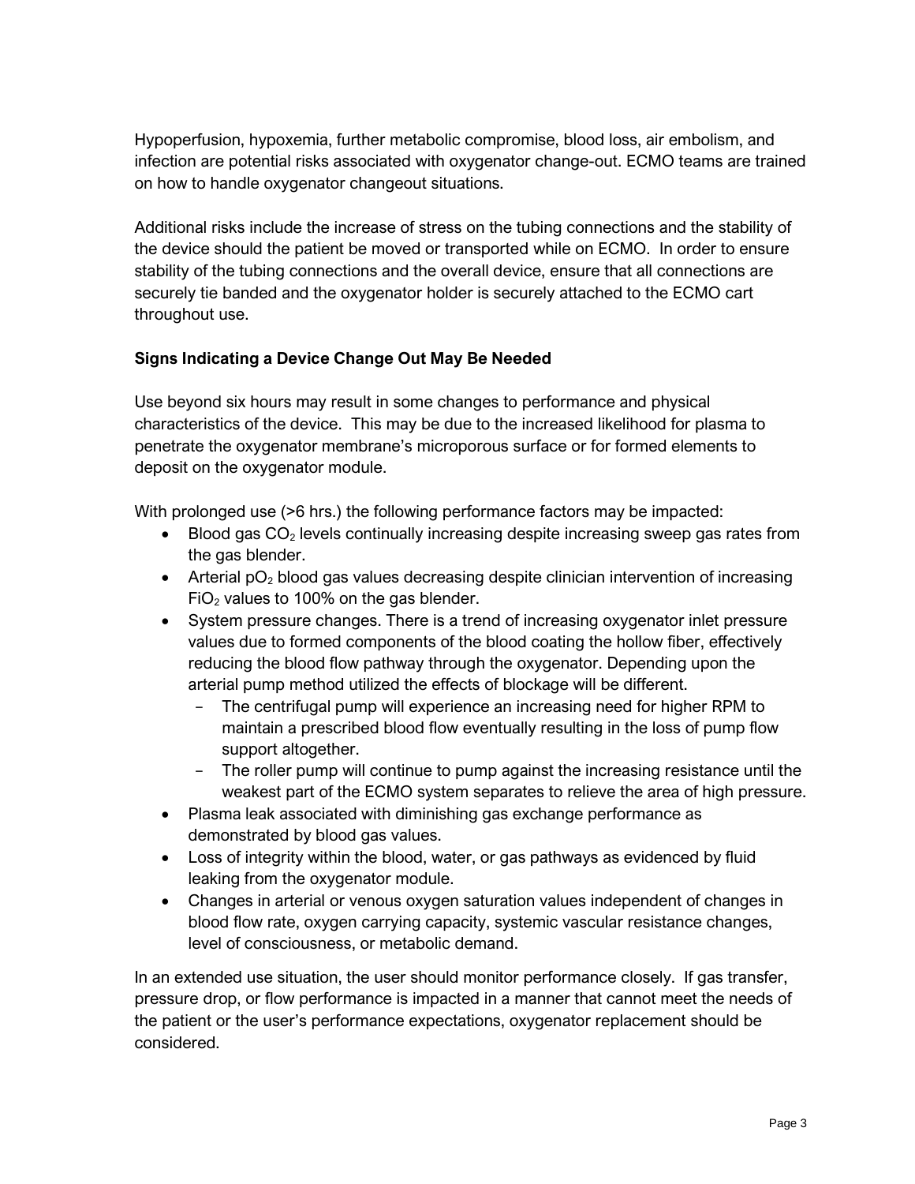Hypoperfusion, hypoxemia, further metabolic compromise, blood loss, air embolism, and infection are potential risks associated with oxygenator change-out. ECMO teams are trained on how to handle oxygenator changeout situations.

Additional risks include the increase of stress on the tubing connections and the stability of the device should the patient be moved or transported while on ECMO. In order to ensure stability of the tubing connections and the overall device, ensure that all connections are securely tie banded and the oxygenator holder is securely attached to the ECMO cart throughout use.

**Signs Indicating a Device Change Out May Be Needed**

Use beyond six hours may result in some changes to performance and physical characteristics of the device. This may be due to the increased likelihood for plasma to penetrate the oxygenator membrane's microporous surface or for formed elements to deposit on the oxygenator module.

With prolonged use (>6 hrs.) the following performance factors may be impacted:

- Blood gas $CO_2$ levels continually increasing despite increasing sweep gas rates from the gas blender.
- Arterial $pO_2$ blood gas values decreasing despite clinician intervention of increasing $FiO_2$ values to 100% on the gas blender.
- System pressure changes. There is a trend of increasing oxygenator inlet pressure values due to formed components of the blood coating the hollow fiber, effectively reducing the blood flow pathway through the oxygenator. Depending upon the arterial pump method utilized the effects of blockage will be different.
  - The centrifugal pump will experience an increasing need for higher RPM to maintain a prescribed blood flow eventually resulting in the loss of pump flow support altogether.
  - The roller pump will continue to pump against the increasing resistance until the weakest part of the ECMO system separates to relieve the area of high pressure.
- Plasma leak associated with diminishing gas exchange performance as demonstrated by blood gas values.
- Loss of integrity within the blood, water, or gas pathways as evidenced by fluid leaking from the oxygenator module.
- Changes in arterial or venous oxygen saturation values independent of changes in blood flow rate, oxygen carrying capacity, systemic vascular resistance changes, level of consciousness, or metabolic demand.

In an extended use situation, the user should monitor performance closely. If gas transfer, pressure drop, or flow performance is impacted in a manner that cannot meet the needs of the patient or the user's performance expectations, oxygenator replacement should be considered.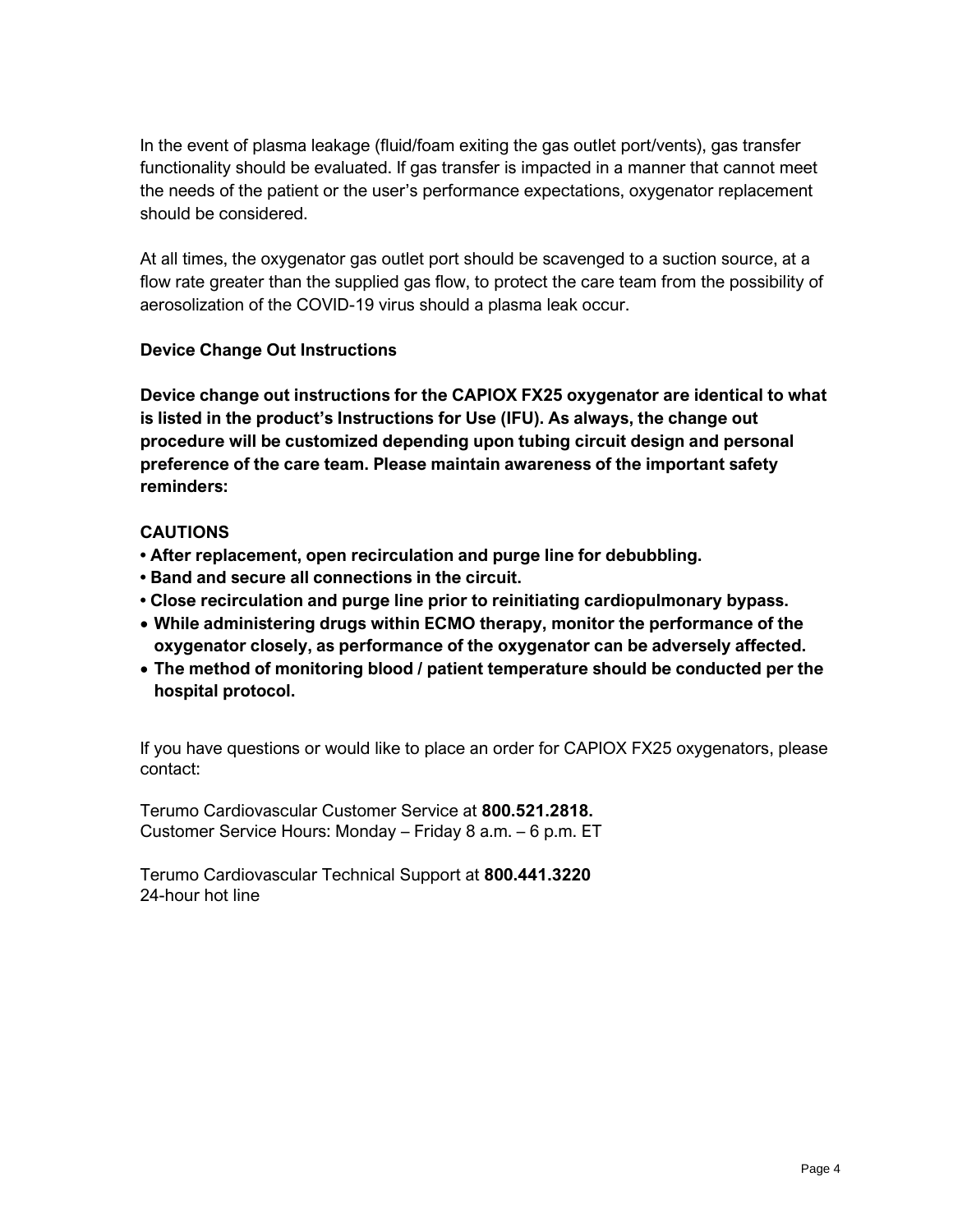In the event of plasma leakage (fluid/foam exiting the gas outlet port/vents), gas transfer functionality should be evaluated. If gas transfer is impacted in a manner that cannot meet the needs of the patient or the user's performance expectations, oxygenator replacement should be considered.

At all times, the oxygenator gas outlet port should be scavenged to a suction source, at a flow rate greater than the supplied gas flow, to protect the care team from the possibility of aerosolization of the COVID-19 virus should a plasma leak occur.

**Device Change Out Instructions**

**Device change out instructions for the CAPIOX FX25 oxygenator are identical to what is listed in the product's Instructions for Use (IFU). As always, the change out procedure will be customized depending upon tubing circuit design and personal preference of the care team. Please maintain awareness of the important safety reminders:**

**CAUTIONS**

- **After replacement, open recirculation and purge line for debubbling.**
- **Band and secure all connections in the circuit.**
- **Close recirculation and purge line prior to reinitiating cardiopulmonary bypass.**
- **While administering drugs within ECMO therapy, monitor the performance of the oxygenator closely, as performance of the oxygenator can be adversely affected.**
- **The method of monitoring blood / patient temperature should be conducted per the hospital protocol.**

If you have questions or would like to place an order for CAPIOX FX25 oxygenators, please contact:

Terumo Cardiovascular Customer Service at **800.521.2818.**
Customer Service Hours: Monday – Friday 8 a.m. – 6 p.m. ET

Terumo Cardiovascular Technical Support at **800.441.3220**
24-hour hot line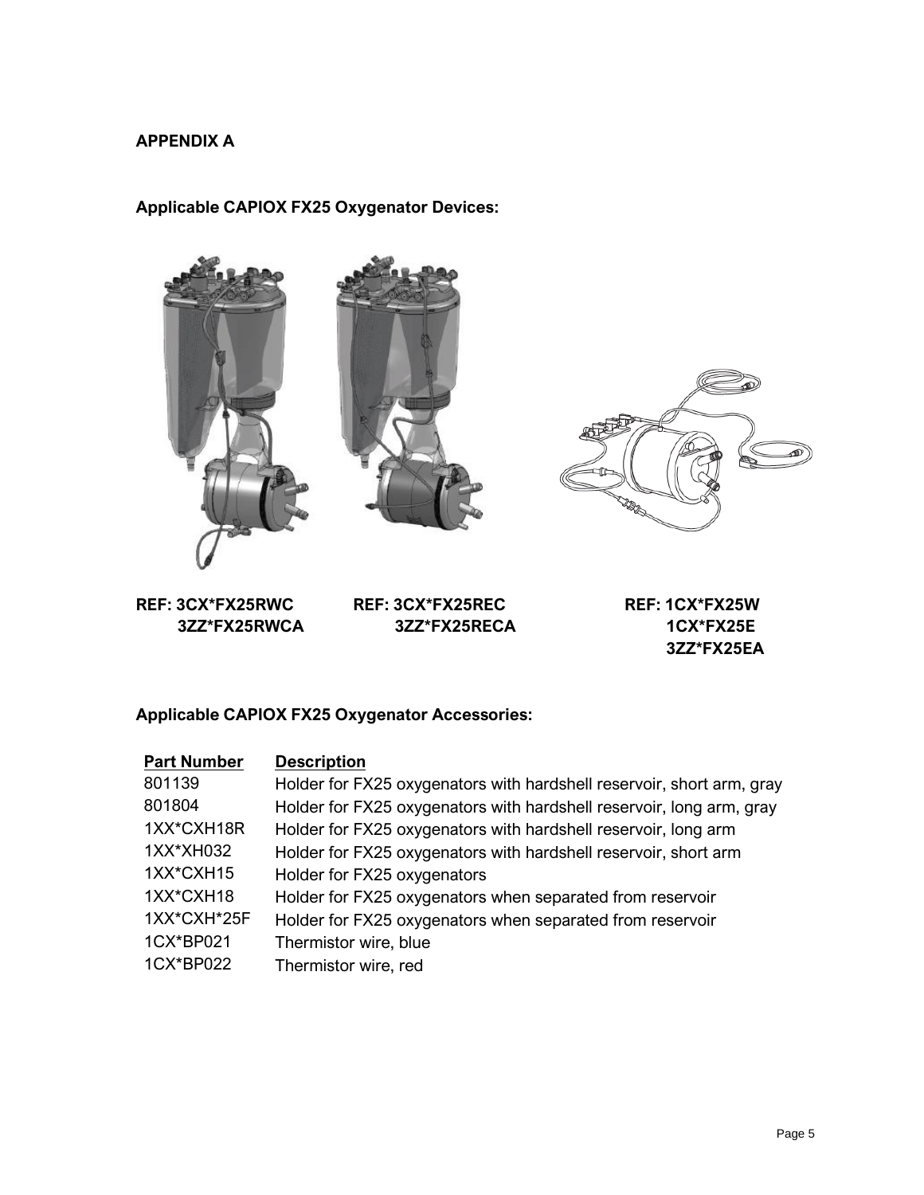**APPENDIX A**

**Applicable CAPIOX FX25 Oxygenator Devices:**

**REF: 3CX*FX25RWC**
**3ZZ*FX25RWCA**

**REF: 3CX*FX25REC**
**3ZZ*FX25RECA**

**REF: 1CX*FX25W**
**1CX*FX25E**
**3ZZ*FX25EA**

**Applicable CAPIOX FX25 Oxygenator Accessories:**

| Part Number | Description |
|---|---|
| 801139 | Holder for FX25 oxygenators with hardshell reservoir, short arm, gray |
| 801804 | Holder for FX25 oxygenators with hardshell reservoir, long arm, gray |
| 1XX*CXH18R | Holder for FX25 oxygenators with hardshell reservoir, long arm |
| 1XX*XH032 | Holder for FX25 oxygenators with hardshell reservoir, short arm |
| 1XX*CXH15 | Holder for FX25 oxygenators |
| 1XX*CXH18 | Holder for FX25 oxygenators when separated from reservoir |
| 1XX*CXH*25F | Holder for FX25 oxygenators when separated from reservoir |
| 1CX*BP021 | Thermistor wire, blue |
| 1CX*BP022 | Thermistor wire, red |